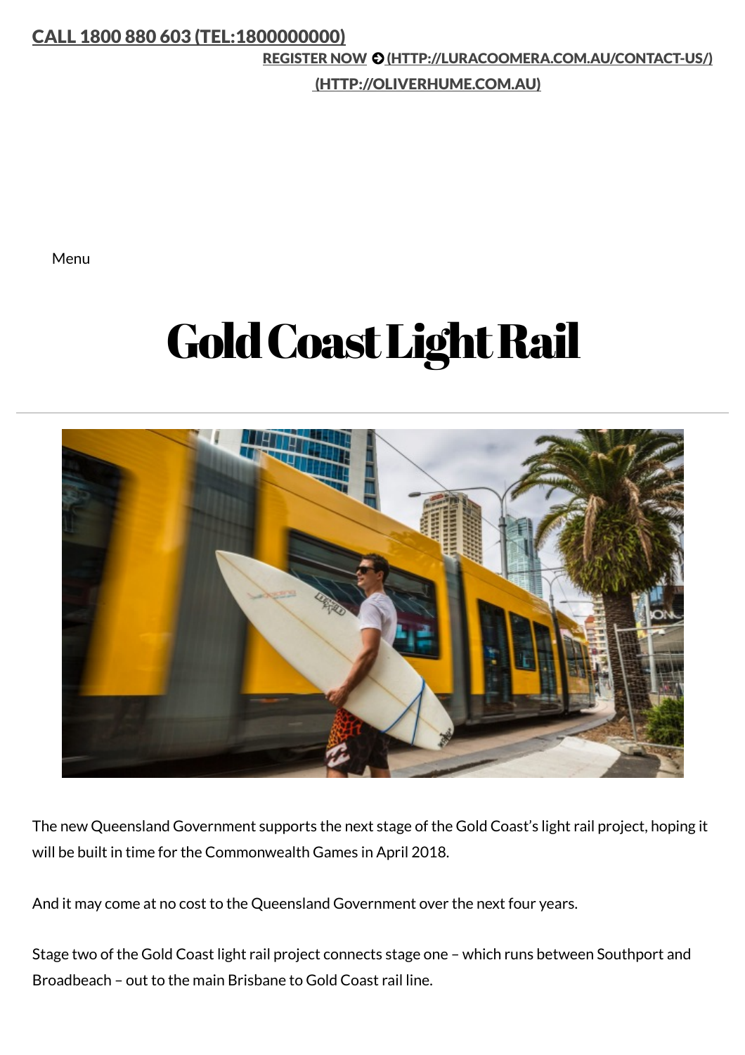CALL 1800 880 603 (TEL:1800000000)

REGISTER NOW (HTTP://LURACOOMERA.COM.AU/CONTACT-US/)

(HTTP://OLIVERHUME.COM.AU)

Menu

# Gold Coast Light Rail

The new Queensland Government supports the next stage of the Gold Coast's light rail project, hoping it will be built in time for the Commonwealth Games in April 2018.

And it may come at no cost to the Queensland Government over the next four years.

Stage two of the Gold Coast light rail project connects stage one – which runs between Southport and Broadbeach – out to the main Brisbane to Gold Coast rail line.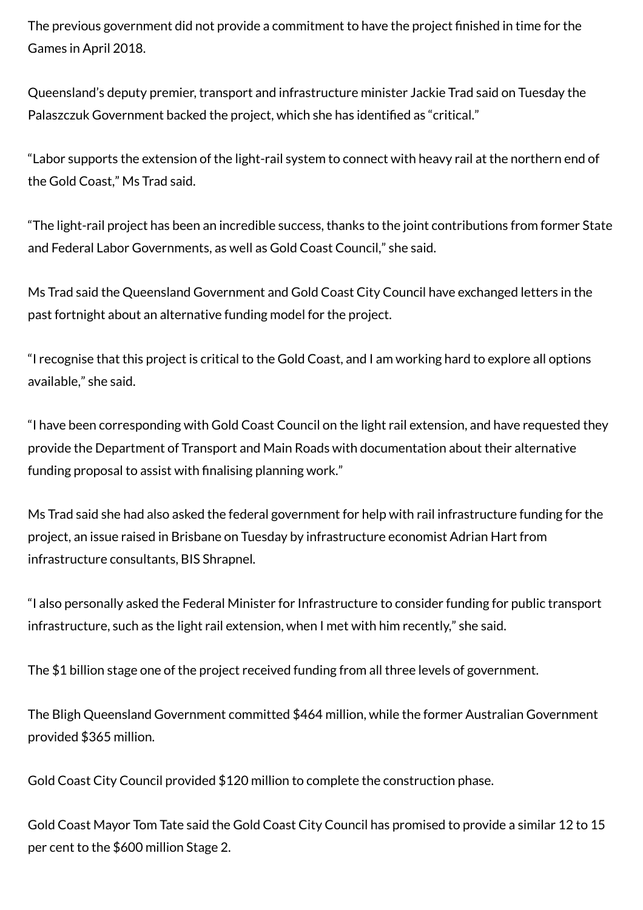The previous government did not provide a commitment to have the project finished in time for the Games in April 2018.

Queensland's deputy premier, transport and infrastructure minister Jackie Trad said on Tuesday the Palaszczuk Government backed the project, which she has identified as "critical."

"Labor supports the extension of the light-rail system to connect with heavy rail at the northern end of the Gold Coast," Ms Trad said.

"The light-rail project has been an incredible success, thanks to the joint contributions from former State and Federal Labor Governments, as well as Gold Coast Council," she said.

Ms Trad said the Queensland Government and Gold Coast City Council have exchanged letters in the past fortnight about an alternative funding model for the project.

"I recognise that this project is critical to the Gold Coast, and I am working hard to explore all options available," she said.

"I have been corresponding with Gold Coast Council on the light rail extension, and have requested they provide the Department of Transport and Main Roads with documentation about their alternative funding proposal to assist with finalising planning work."

Ms Trad said she had also asked the federal government for help with rail infrastructure funding for the project, an issue raised in Brisbane on Tuesday by infrastructure economist Adrian Hart from infrastructure consultants, BIS Shrapnel.

"I also personally asked the Federal Minister for Infrastructure to consider funding for public transport infrastructure, such as the light rail extension, when I met with him recently," she said.

The $1 billion stage one of the project received funding from all three levels of government.

The Bligh Queensland Government committed $464 million, while the former Australian Government provided $365 million.

Gold Coast City Council provided $120 million to complete the construction phase.

Gold Coast Mayor Tom Tate said the Gold Coast City Council has promised to provide a similar 12 to 15 per cent to the $600 million Stage 2.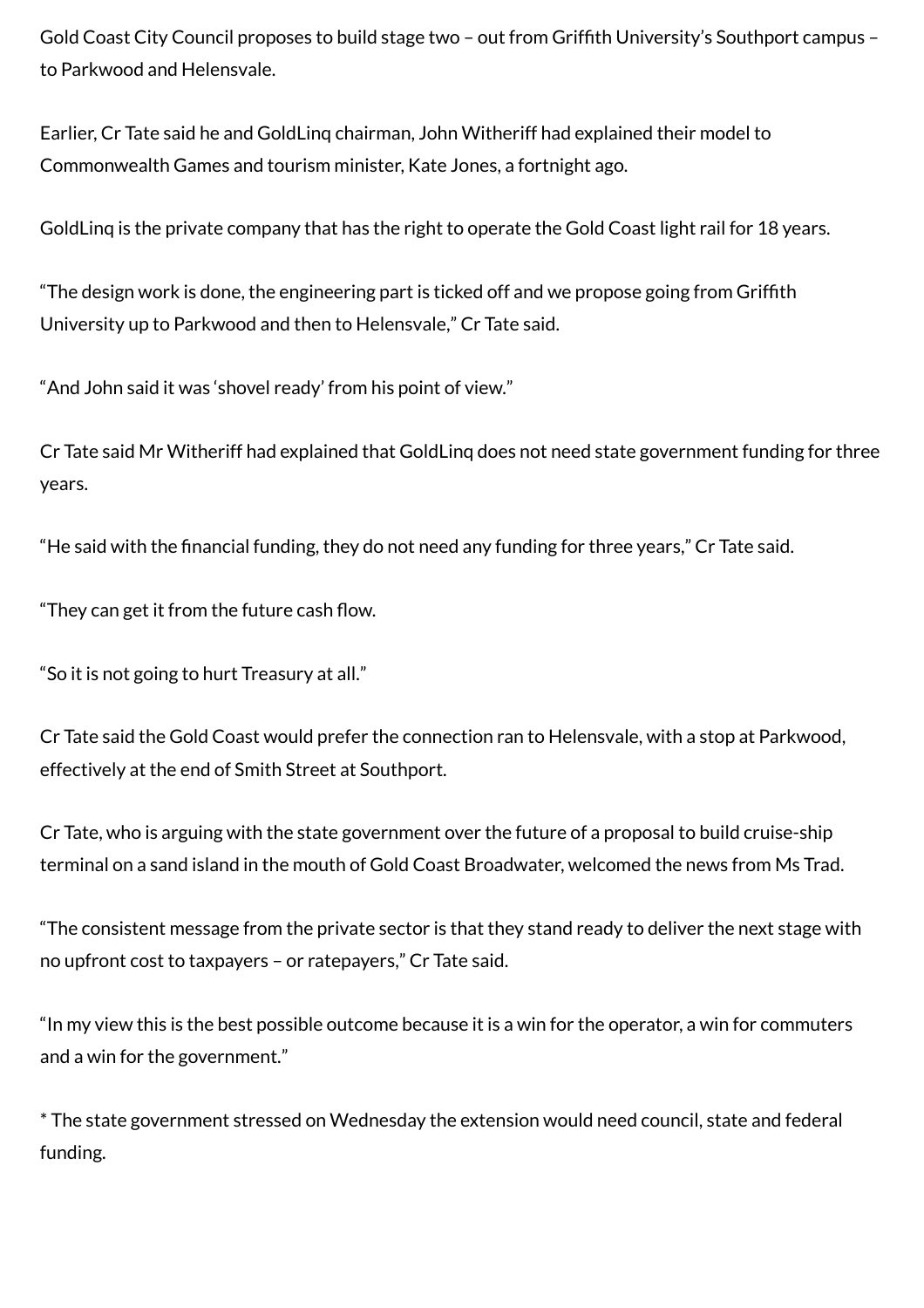Gold Coast City Council proposes to build stage two – out from Griffith University's Southport campus – to Parkwood and Helensvale.

Earlier, Cr Tate said he and GoldLinq chairman, John Witheriff had explained their model to Commonwealth Games and tourism minister, Kate Jones, a fortnight ago.

GoldLinq is the private company that has the right to operate the Gold Coast light rail for 18 years.

"The design work is done, the engineering part is ticked off and we propose going from Griffith University up to Parkwood and then to Helensvale," Cr Tate said.

"And John said it was 'shovel ready' from his point of view."

Cr Tate said Mr Witheriff had explained that GoldLinq does not need state government funding for three years.

"He said with the financial funding, they do not need any funding for three years," Cr Tate said.

"They can get it from the future cash flow.

"So it is not going to hurt Treasury at all."

Cr Tate said the Gold Coast would prefer the connection ran to Helensvale, with a stop at Parkwood, effectively at the end of Smith Street at Southport.

Cr Tate, who is arguing with the state government over the future of a proposal to build cruise-ship terminal on a sand island in the mouth of Gold Coast Broadwater, welcomed the news from Ms Trad.

"The consistent message from the private sector is that they stand ready to deliver the next stage with no upfront cost to taxpayers – or ratepayers," Cr Tate said.

"In my view this is the best possible outcome because it is a win for the operator, a win for commuters and a win for the government."

* The state government stressed on Wednesday the extension would need council, state and federal funding.